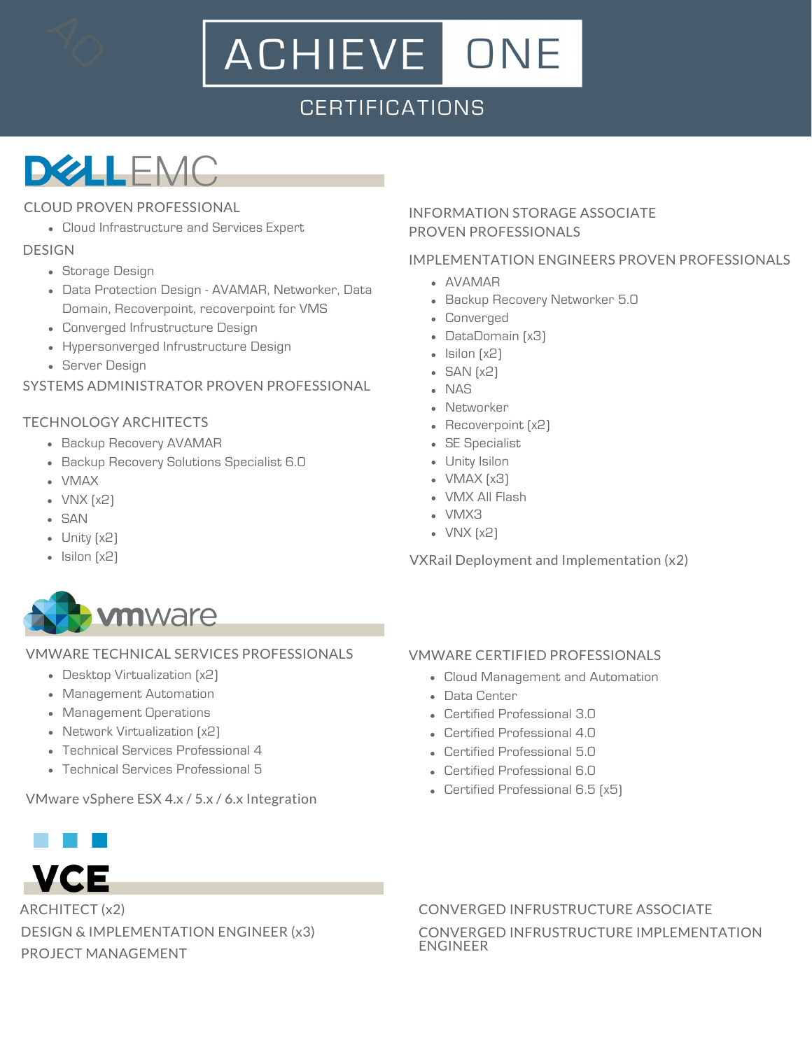# ACHIEVE ONE

## CERTIFICATIONS

## DELL EMC

### CLOUD PROVEN PROFESSIONAL

- Cloud Infrastructure and Services Expert

### DESIGN

- Storage Design
- Data Protection Design - AVAMAR, Networker, Data Domain, Recoverpoint, recoverpoint for VMS
- Converged Infrustructure Design
- Hypersonverged Infrustructure Design
- Server Design

### SYSTEMS ADMINISTRATOR PROVEN PROFESSIONAL

### TECHNOLOGY ARCHITECTS

- Backup Recovery AVAMAR
- Backup Recovery Solutions Specialist 6.0
- VMAX
- VNX (x2)
- SAN
- Unity (x2)
- Isilon (x2)

### INFORMATION STORAGE ASSOCIATE PROVEN PROFESSIONALS

### IMPLEMENTATION ENGINEERS PROVEN PROFESSIONALS

- AVAMAR
- Backup Recovery Networker 5.0
- Converged
- DataDomain (x3)
- Isilon (x2)
- SAN (x2)
- NAS
- Networker
- Recoverpoint (x2)
- SE Specialist
- Unity Isilon
- VMAX (x3)
- VMX All Flash
- VMX3
- VNX (x2)

### VXRail Deployment and Implementation (x2)

## vmware

### VMWARE TECHNICAL SERVICES PROFESSIONALS

- Desktop Virtualization (x2)
- Management Automation
- Management Operations
- Network Virtualization (x2)
- Technical Services Professional 4
- Technical Services Professional 5

### VMware vSphere ESX 4.x / 5.x / 6.x Integration

### VMWARE CERTIFIED PROFESSIONALS

- Cloud Management and Automation
- Data Center
- Certified Professional 3.0
- Certified Professional 4.0
- Certified Professional 5.0
- Certified Professional 6.0
- Certified Professional 6.5 (x5)

## VCE

### ARCHITECT (x2)

### DESIGN & IMPLEMENTATION ENGINEER (x3)

### PROJECT MANAGEMENT

### CONVERGED INFRUSTRUCTURE ASSOCIATE

### CONVERGED INFRUSTRUCTURE IMPLEMENTATION ENGINEER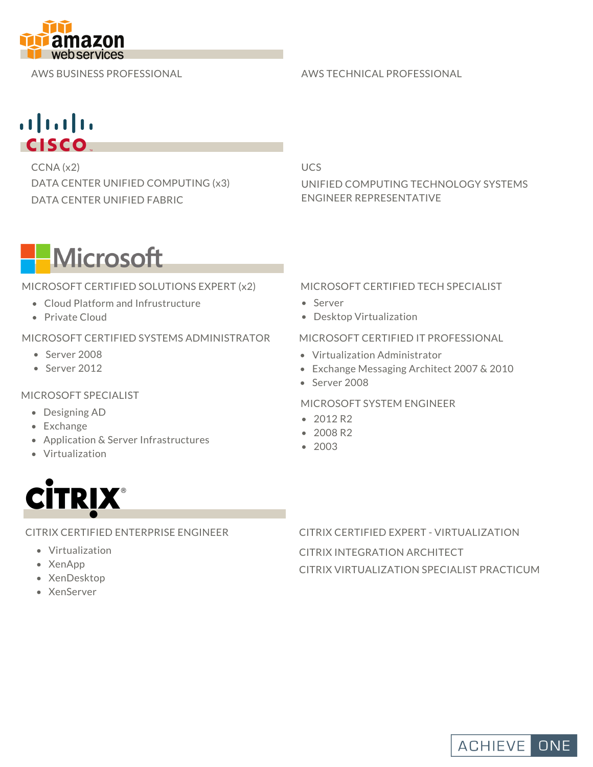## Amazon Web Services

AWS BUSINESS PROFESSIONAL

AWS TECHNICAL PROFESSIONAL

## Cisco

CCNA (x2)

DATA CENTER UNIFIED COMPUTING (x3)

DATA CENTER UNIFIED FABRIC

UCS

UNIFIED COMPUTING TECHNOLOGY SYSTEMS ENGINEER REPRESENTATIVE

## Microsoft

MICROSOFT CERTIFIED SOLUTIONS EXPERT (x2)

- Cloud Platform and Infrustructure
- Private Cloud

MICROSOFT CERTIFIED SYSTEMS ADMINISTRATOR

- Server 2008
- Server 2012

MICROSOFT SPECIALIST

- Designing AD
- Exchange
- Application & Server Infrastructures
- Virtualization

MICROSOFT CERTIFIED TECH SPECIALIST

- Server
- Desktop Virtualization

MICROSOFT CERTIFIED IT PROFESSIONAL

- Virtualization Administrator
- Exchange Messaging Architect 2007 & 2010
- Server 2008

MICROSOFT SYSTEM ENGINEER

- 2012 R2
- 2008 R2
- 2003

## Citrix

CITRIX CERTIFIED ENTERPRISE ENGINEER

- Virtualization
- XenApp
- XenDesktop
- XenServer

CITRIX CERTIFIED EXPERT - VIRTUALIZATION

CITRIX INTEGRATION ARCHITECT

CITRIX VIRTUALIZATION SPECIALIST PRACTICUM

ACHIEVE ONE